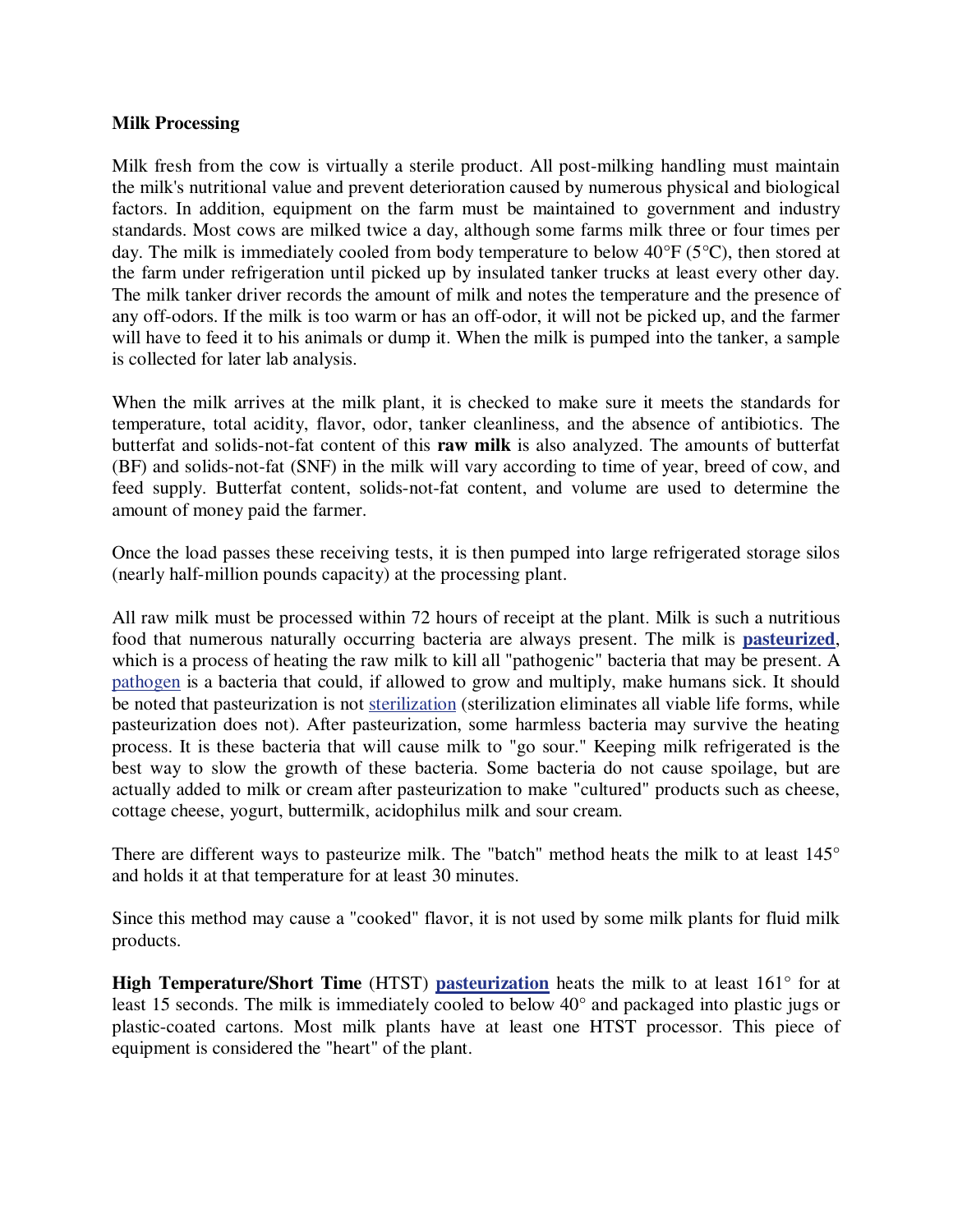**Milk Processing**

Milk fresh from the cow is virtually a sterile product. All post-milking handling must maintain the milk's nutritional value and prevent deterioration caused by numerous physical and biological factors. In addition, equipment on the farm must be maintained to government and industry standards. Most cows are milked twice a day, although some farms milk three or four times per day. The milk is immediately cooled from body temperature to below 40°F (5°C), then stored at the farm under refrigeration until picked up by insulated tanker trucks at least every other day. The milk tanker driver records the amount of milk and notes the temperature and the presence of any off-odors. If the milk is too warm or has an off-odor, it will not be picked up, and the farmer will have to feed it to his animals or dump it. When the milk is pumped into the tanker, a sample is collected for later lab analysis.

When the milk arrives at the milk plant, it is checked to make sure it meets the standards for temperature, total acidity, flavor, odor, tanker cleanliness, and the absence of antibiotics. The butterfat and solids-not-fat content of this **raw milk** is also analyzed. The amounts of butterfat (BF) and solids-not-fat (SNF) in the milk will vary according to time of year, breed of cow, and feed supply. Butterfat content, solids-not-fat content, and volume are used to determine the amount of money paid the farmer.

Once the load passes these receiving tests, it is then pumped into large refrigerated storage silos (nearly half-million pounds capacity) at the processing plant.

All raw milk must be processed within 72 hours of receipt at the plant. Milk is such a nutritious food that numerous naturally occurring bacteria are always present. The milk is **pasteurized**, which is a process of heating the raw milk to kill all "pathogenic" bacteria that may be present. A pathogen is a bacteria that could, if allowed to grow and multiply, make humans sick. It should be noted that pasteurization is not sterilization (sterilization eliminates all viable life forms, while pasteurization does not). After pasteurization, some harmless bacteria may survive the heating process. It is these bacteria that will cause milk to "go sour." Keeping milk refrigerated is the best way to slow the growth of these bacteria. Some bacteria do not cause spoilage, but are actually added to milk or cream after pasteurization to make "cultured" products such as cheese, cottage cheese, yogurt, buttermilk, acidophilus milk and sour cream.

There are different ways to pasteurize milk. The "batch" method heats the milk to at least 145° and holds it at that temperature for at least 30 minutes.

Since this method may cause a "cooked" flavor, it is not used by some milk plants for fluid milk products.

**High Temperature/Short Time** (HTST) **pasteurization** heats the milk to at least 161° for at least 15 seconds. The milk is immediately cooled to below 40° and packaged into plastic jugs or plastic-coated cartons. Most milk plants have at least one HTST processor. This piece of equipment is considered the "heart" of the plant.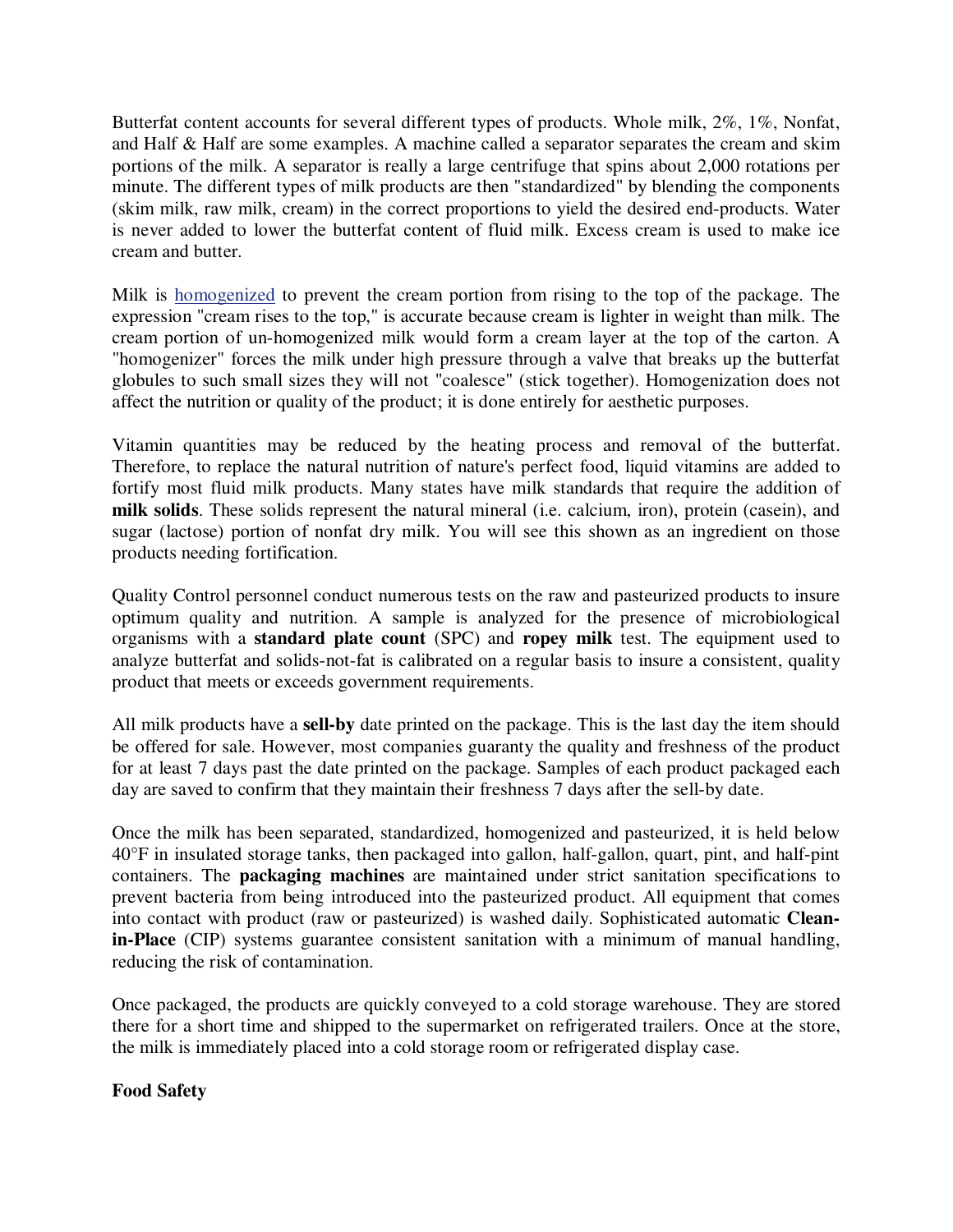Butterfat content accounts for several different types of products. Whole milk, 2%, 1%, Nonfat, and Half & Half are some examples. A machine called a separator separates the cream and skim portions of the milk. A separator is really a large centrifuge that spins about 2,000 rotations per minute. The different types of milk products are then "standardized" by blending the components (skim milk, raw milk, cream) in the correct proportions to yield the desired end-products. Water is never added to lower the butterfat content of fluid milk. Excess cream is used to make ice cream and butter.

Milk is homogenized to prevent the cream portion from rising to the top of the package. The expression "cream rises to the top," is accurate because cream is lighter in weight than milk. The cream portion of un-homogenized milk would form a cream layer at the top of the carton. A "homogenizer" forces the milk under high pressure through a valve that breaks up the butterfat globules to such small sizes they will not "coalesce" (stick together). Homogenization does not affect the nutrition or quality of the product; it is done entirely for aesthetic purposes.

Vitamin quantities may be reduced by the heating process and removal of the butterfat. Therefore, to replace the natural nutrition of nature's perfect food, liquid vitamins are added to fortify most fluid milk products. Many states have milk standards that require the addition of **milk solids**. These solids represent the natural mineral (i.e. calcium, iron), protein (casein), and sugar (lactose) portion of nonfat dry milk. You will see this shown as an ingredient on those products needing fortification.

Quality Control personnel conduct numerous tests on the raw and pasteurized products to insure optimum quality and nutrition. A sample is analyzed for the presence of microbiological organisms with a **standard plate count** (SPC) and **ropey milk** test. The equipment used to analyze butterfat and solids-not-fat is calibrated on a regular basis to insure a consistent, quality product that meets or exceeds government requirements.

All milk products have a **sell-by** date printed on the package. This is the last day the item should be offered for sale. However, most companies guaranty the quality and freshness of the product for at least 7 days past the date printed on the package. Samples of each product packaged each day are saved to confirm that they maintain their freshness 7 days after the sell-by date.

Once the milk has been separated, standardized, homogenized and pasteurized, it is held below 40°F in insulated storage tanks, then packaged into gallon, half-gallon, quart, pint, and half-pint containers. The **packaging machines** are maintained under strict sanitation specifications to prevent bacteria from being introduced into the pasteurized product. All equipment that comes into contact with product (raw or pasteurized) is washed daily. Sophisticated automatic **Clean-in-Place** (CIP) systems guarantee consistent sanitation with a minimum of manual handling, reducing the risk of contamination.

Once packaged, the products are quickly conveyed to a cold storage warehouse. They are stored there for a short time and shipped to the supermarket on refrigerated trailers. Once at the store, the milk is immediately placed into a cold storage room or refrigerated display case.

**Food Safety**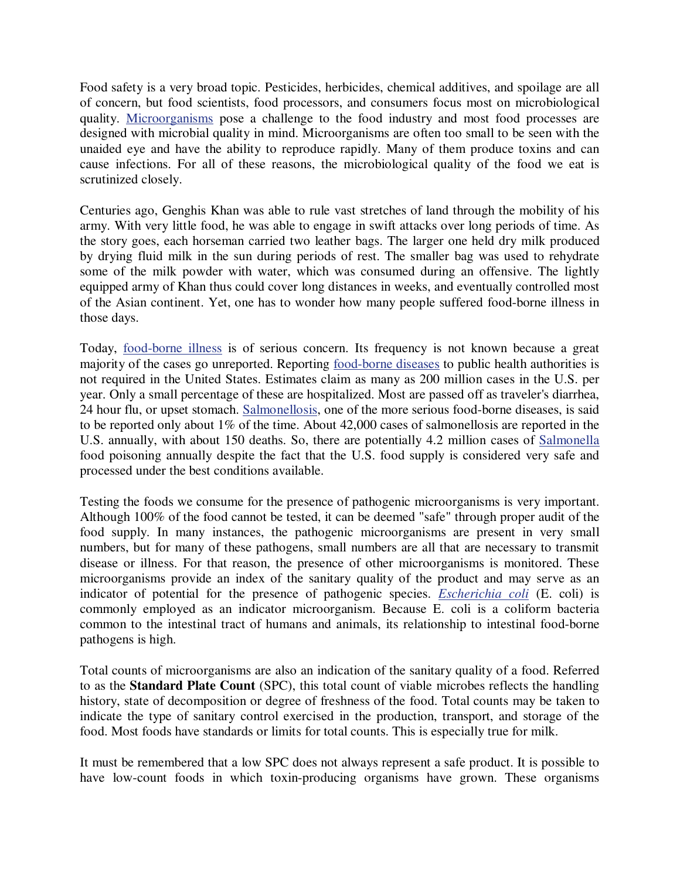Food safety is a very broad topic. Pesticides, herbicides, chemical additives, and spoilage are all of concern, but food scientists, food processors, and consumers focus most on microbiological quality. Microorganisms pose a challenge to the food industry and most food processes are designed with microbial quality in mind. Microorganisms are often too small to be seen with the unaided eye and have the ability to reproduce rapidly. Many of them produce toxins and can cause infections. For all of these reasons, the microbiological quality of the food we eat is scrutinized closely.

Centuries ago, Genghis Khan was able to rule vast stretches of land through the mobility of his army. With very little food, he was able to engage in swift attacks over long periods of time. As the story goes, each horseman carried two leather bags. The larger one held dry milk produced by drying fluid milk in the sun during periods of rest. The smaller bag was used to rehydrate some of the milk powder with water, which was consumed during an offensive. The lightly equipped army of Khan thus could cover long distances in weeks, and eventually controlled most of the Asian continent. Yet, one has to wonder how many people suffered food-borne illness in those days.

Today, food-borne illness is of serious concern. Its frequency is not known because a great majority of the cases go unreported. Reporting food-borne diseases to public health authorities is not required in the United States. Estimates claim as many as 200 million cases in the U.S. per year. Only a small percentage of these are hospitalized. Most are passed off as traveler's diarrhea, 24 hour flu, or upset stomach. Salmonellosis, one of the more serious food-borne diseases, is said to be reported only about 1% of the time. About 42,000 cases of salmonellosis are reported in the U.S. annually, with about 150 deaths. So, there are potentially 4.2 million cases of Salmonella food poisoning annually despite the fact that the U.S. food supply is considered very safe and processed under the best conditions available.

Testing the foods we consume for the presence of pathogenic microorganisms is very important. Although 100% of the food cannot be tested, it can be deemed "safe" through proper audit of the food supply. In many instances, the pathogenic microorganisms are present in very small numbers, but for many of these pathogens, small numbers are all that are necessary to transmit disease or illness. For that reason, the presence of other microorganisms is monitored. These microorganisms provide an index of the sanitary quality of the product and may serve as an indicator of potential for the presence of pathogenic species. *Escherichia coli* (E. coli) is commonly employed as an indicator microorganism. Because E. coli is a coliform bacteria common to the intestinal tract of humans and animals, its relationship to intestinal food-borne pathogens is high.

Total counts of microorganisms are also an indication of the sanitary quality of a food. Referred to as the **Standard Plate Count** (SPC), this total count of viable microbes reflects the handling history, state of decomposition or degree of freshness of the food. Total counts may be taken to indicate the type of sanitary control exercised in the production, transport, and storage of the food. Most foods have standards or limits for total counts. This is especially true for milk.

It must be remembered that a low SPC does not always represent a safe product. It is possible to have low-count foods in which toxin-producing organisms have grown. These organisms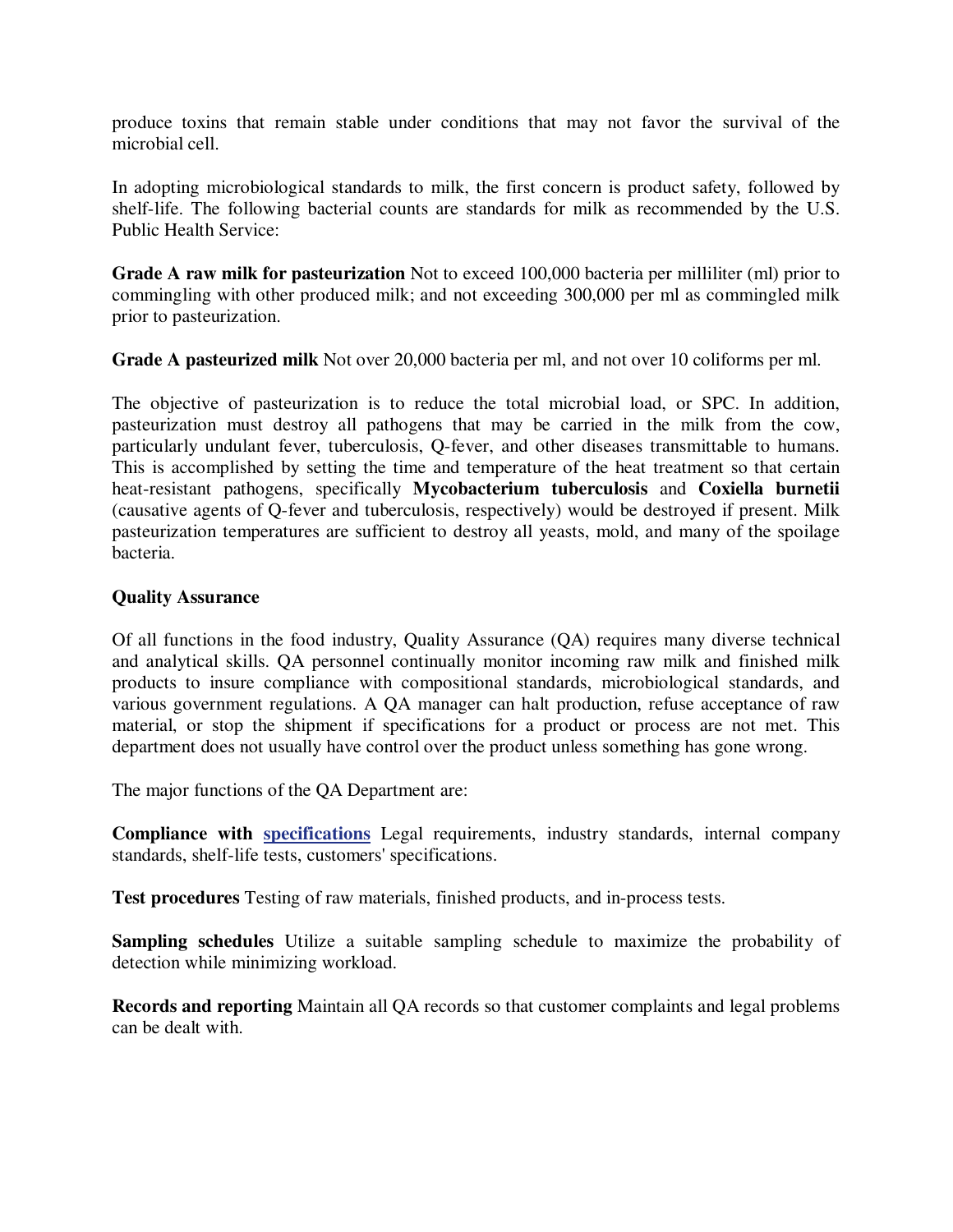produce toxins that remain stable under conditions that may not favor the survival of the microbial cell.

In adopting microbiological standards to milk, the first concern is product safety, followed by shelf-life. The following bacterial counts are standards for milk as recommended by the U.S. Public Health Service:

**Grade A raw milk for pasteurization** Not to exceed 100,000 bacteria per milliliter (ml) prior to commingling with other produced milk; and not exceeding 300,000 per ml as commingled milk prior to pasteurization.

**Grade A pasteurized milk** Not over 20,000 bacteria per ml, and not over 10 coliforms per ml.

The objective of pasteurization is to reduce the total microbial load, or SPC. In addition, pasteurization must destroy all pathogens that may be carried in the milk from the cow, particularly undulant fever, tuberculosis, Q-fever, and other diseases transmittable to humans. This is accomplished by setting the time and temperature of the heat treatment so that certain heat-resistant pathogens, specifically **Mycobacterium tuberculosis** and **Coxiella burnetii** (causative agents of Q-fever and tuberculosis, respectively) would be destroyed if present. Milk pasteurization temperatures are sufficient to destroy all yeasts, mold, and many of the spoilage bacteria.

### Quality Assurance

Of all functions in the food industry, Quality Assurance (QA) requires many diverse technical and analytical skills. QA personnel continually monitor incoming raw milk and finished milk products to insure compliance with compositional standards, microbiological standards, and various government regulations. A QA manager can halt production, refuse acceptance of raw material, or stop the shipment if specifications for a product or process are not met. This department does not usually have control over the product unless something has gone wrong.

The major functions of the QA Department are:

**Compliance with specifications** Legal requirements, industry standards, internal company standards, shelf-life tests, customers' specifications.

**Test procedures** Testing of raw materials, finished products, and in-process tests.

**Sampling schedules** Utilize a suitable sampling schedule to maximize the probability of detection while minimizing workload.

**Records and reporting** Maintain all QA records so that customer complaints and legal problems can be dealt with.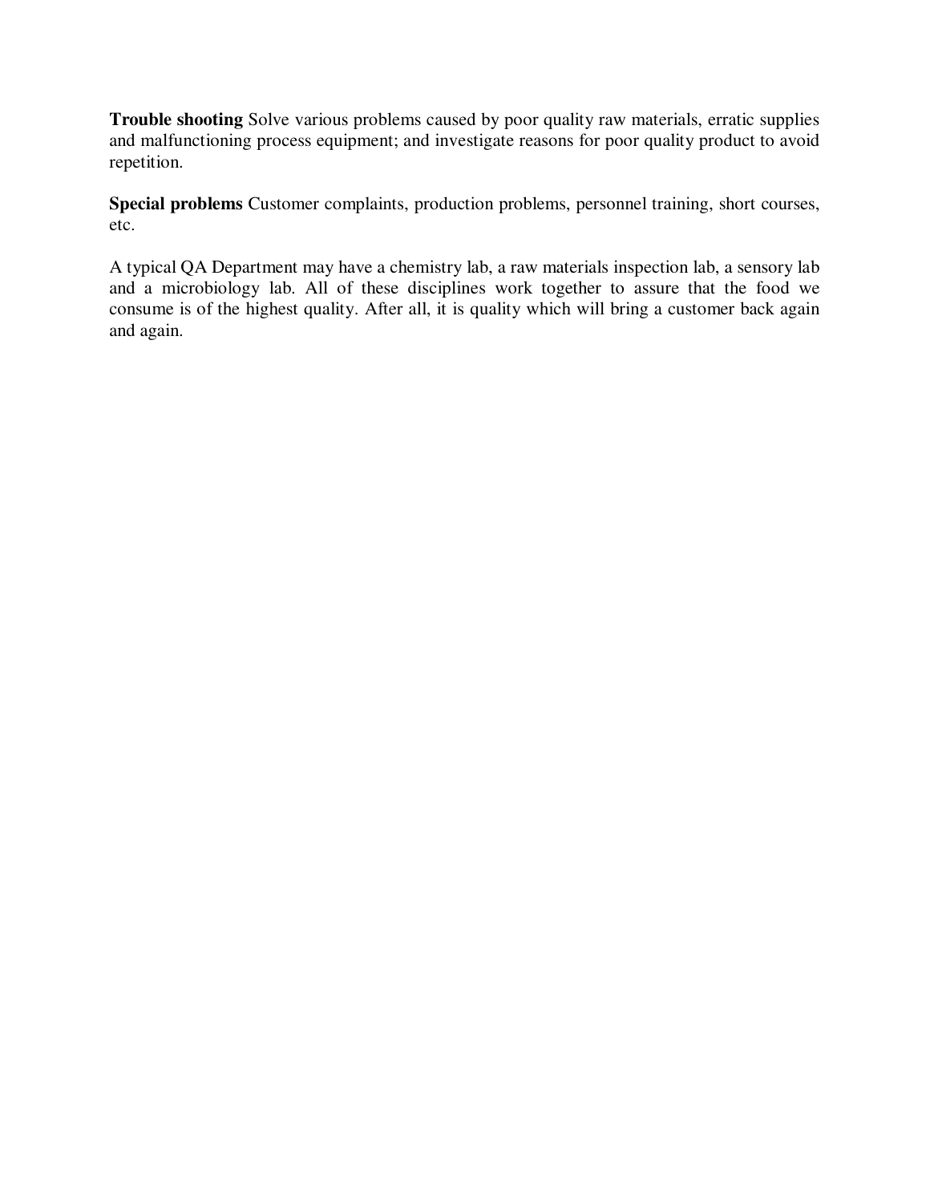**Trouble shooting** Solve various problems caused by poor quality raw materials, erratic supplies and malfunctioning process equipment; and investigate reasons for poor quality product to avoid repetition.

**Special problems** Customer complaints, production problems, personnel training, short courses, etc.

A typical QA Department may have a chemistry lab, a raw materials inspection lab, a sensory lab and a microbiology lab. All of these disciplines work together to assure that the food we consume is of the highest quality. After all, it is quality which will bring a customer back again and again.